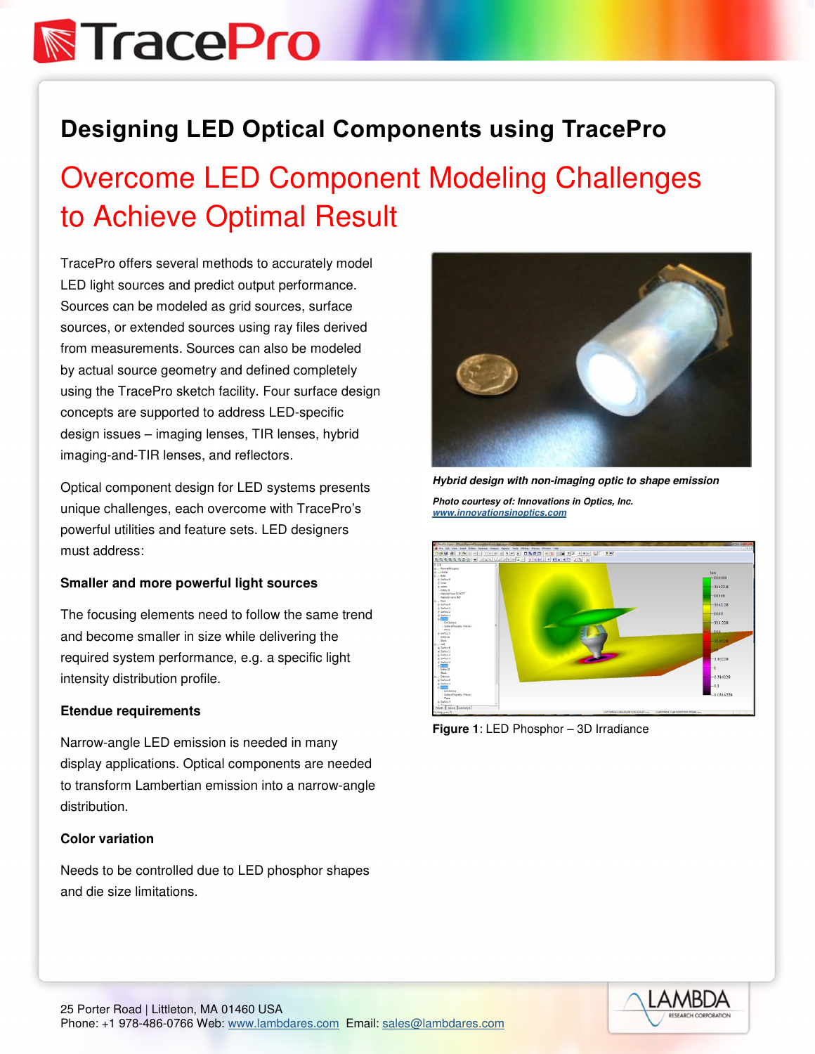# Designing LED Optical Components using TracePro

## Overcome LED Component Modeling Challenges to Achieve Optimal Result

TracePro offers several methods to accurately model LED light sources and predict output performance. Sources can be modeled as grid sources, surface sources, or extended sources using ray files derived from measurements. Sources can also be modeled by actual source geometry and defined completely using the TracePro sketch facility. Four surface design concepts are supported to address LED-specific design issues – imaging lenses, TIR lenses, hybrid imaging-and-TIR lenses, and reflectors.

Optical component design for LED systems presents unique challenges, each overcome with TracePro's powerful utilities and feature sets. LED designers must address:

**Smaller and more powerful light sources**

The focusing elements need to follow the same trend and become smaller in size while delivering the required system performance, e.g. a specific light intensity distribution profile.

**Etendue requirements**

Narrow-angle LED emission is needed in many display applications. Optical components are needed to transform Lambertian emission into a narrow-angle distribution.

**Color variation**

Needs to be controlled due to LED phosphor shapes and die size limitations.

***Hybrid design with non-imaging optic to shape emission***

***Photo courtesy of: Innovations in Optics, Inc.***
***www.innovationsinoptics.com***

**Figure 1**: LED Phosphor – 3D Irradiance

25 Porter Road | Littleton, MA 01460 USA
Phone: +1 978-486-0766 Web: www.lambdares.com Email: sales@lambdares.com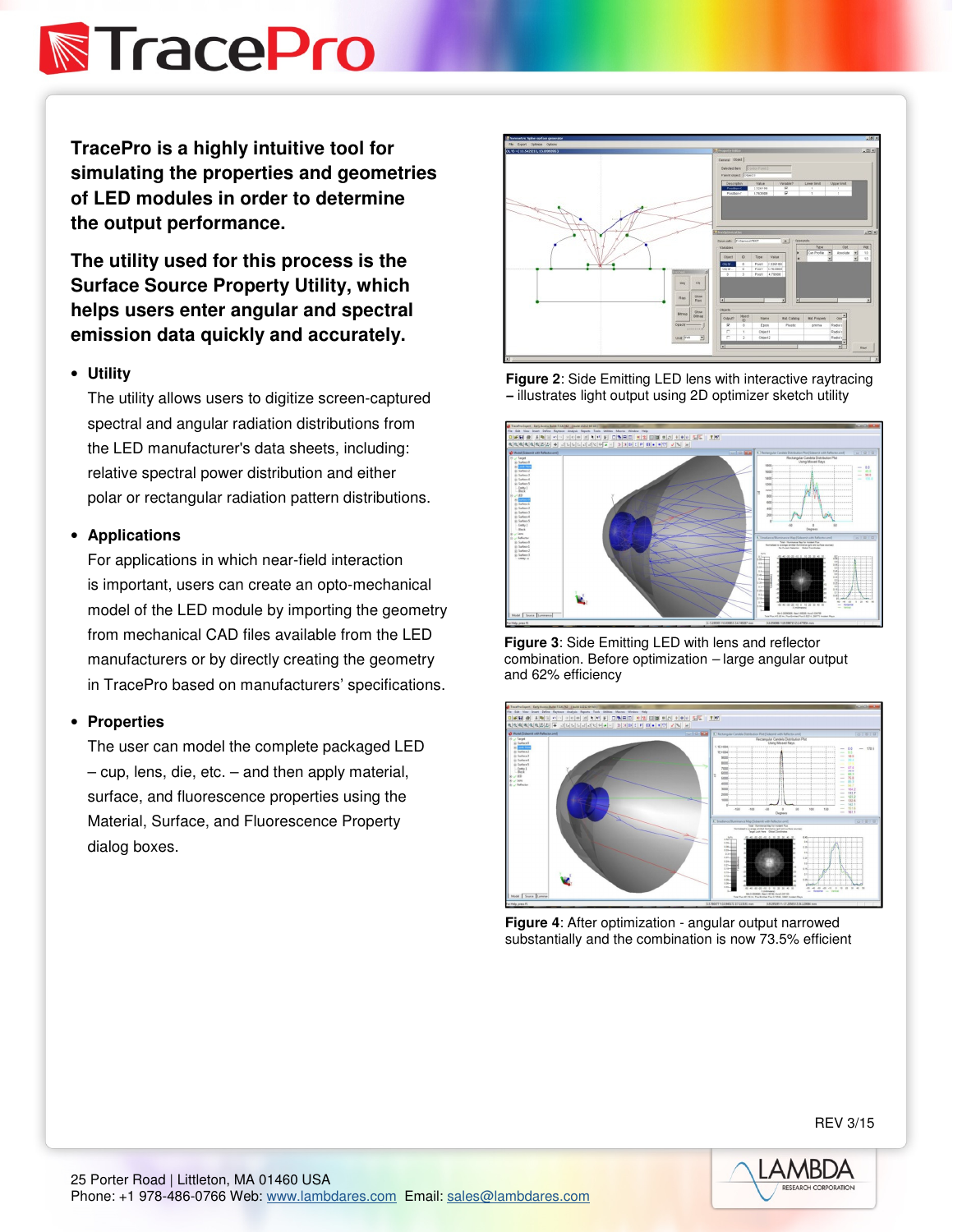**TracePro is a highly intuitive tool for simulating the properties and geometries of LED modules in order to determine the output performance.**

**The utility used for this process is the Surface Source Property Utility, which helps users enter angular and spectral emission data quickly and accurately.**

- **Utility**
  The utility allows users to digitize screen-captured spectral and angular radiation distributions from the LED manufacturer's data sheets, including: relative spectral power distribution and either polar or rectangular radiation pattern distributions.

- **Applications**
  For applications in which near-field interaction is important, users can create an opto-mechanical model of the LED module by importing the geometry from mechanical CAD files available from the LED manufacturers or by directly creating the geometry in TracePro based on manufacturers' specifications.

- **Properties**
  The user can model the complete packaged LED – cup, lens, die, etc. – and then apply material, surface, and fluorescence properties using the Material, Surface, and Fluorescence Property dialog boxes.

**Figure 2**: Side Emitting LED lens with interactive raytracing – illustrates light output using 2D optimizer sketch utility

**Figure 3**: Side Emitting LED with lens and reflector combination. Before optimization – large angular output and 62% efficiency

**Figure 4**: After optimization - angular output narrowed substantially and the combination is now 73.5% efficient

REV 3/15

25 Porter Road | Littleton, MA 01460 USA
Phone: +1 978-486-0766 Web: www.lambdares.com Email: sales@lambdares.com